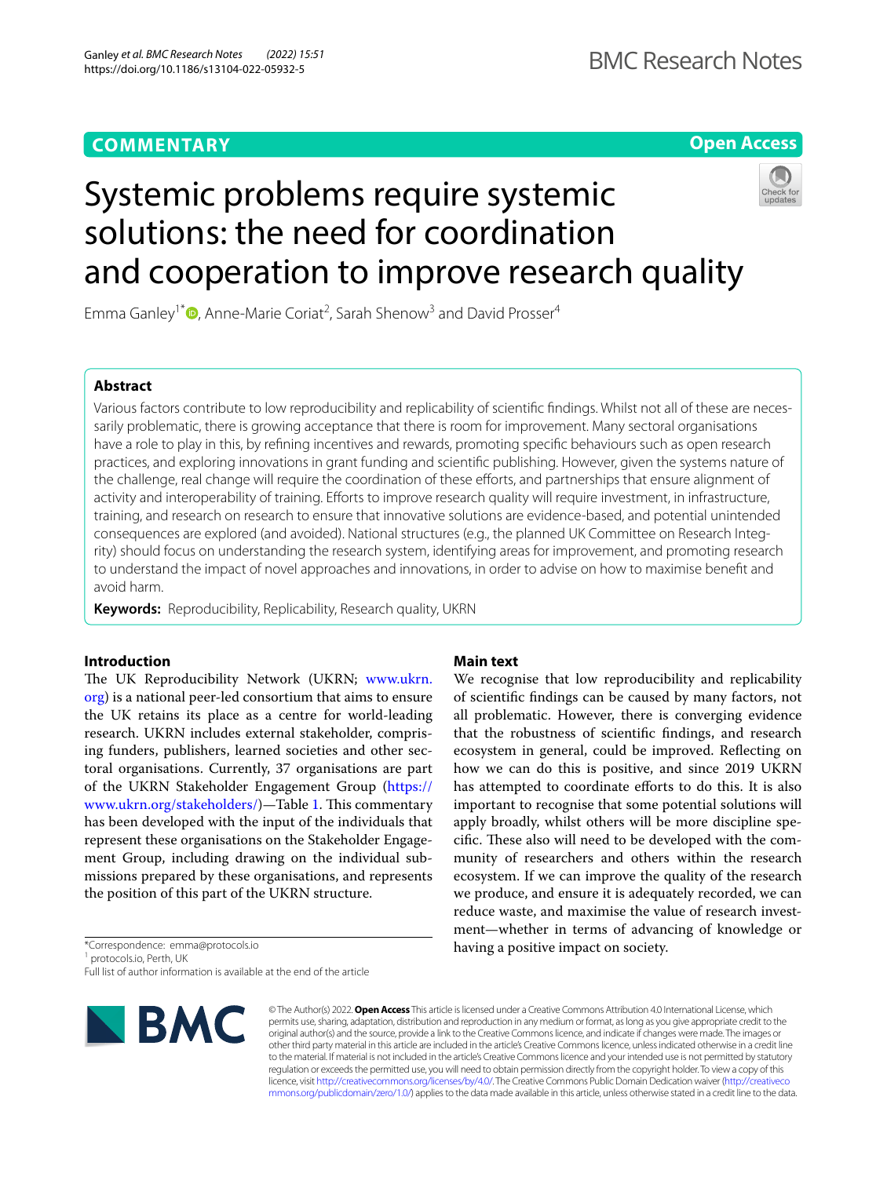COMMENTARY

Open Access

# Systemic problems require systemic solutions: the need for coordination and cooperation to improve research quality

Emma Ganley[1*], Anne-Marie Coriat[2], Sarah Shenow[3] and David Prosser[4]

## Abstract

Various factors contribute to low reproducibility and replicability of scientific findings. Whilst not all of these are necessarily problematic, there is growing acceptance that there is room for improvement. Many sectoral organisations have a role to play in this, by refining incentives and rewards, promoting specific behaviours such as open research practices, and exploring innovations in grant funding and scientific publishing. However, given the systems nature of the challenge, real change will require the coordination of these efforts, and partnerships that ensure alignment of activity and interoperability of training. Efforts to improve research quality will require investment, in infrastructure, training, and research on research to ensure that innovative solutions are evidence-based, and potential unintended consequences are explored (and avoided). National structures (e.g., the planned UK Committee on Research Integrity) should focus on understanding the research system, identifying areas for improvement, and promoting research to understand the impact of novel approaches and innovations, in order to advise on how to maximise benefit and avoid harm.

**Keywords:** Reproducibility, Replicability, Research quality, UKRN

## Introduction

The UK Reproducibility Network (UKRN; www.ukrn.org) is a national peer-led consortium that aims to ensure the UK retains its place as a centre for world-leading research. UKRN includes external stakeholder, comprising funders, publishers, learned societies and other sectoral organisations. Currently, 37 organisations are part of the UKRN Stakeholder Engagement Group (https://www.ukrn.org/stakeholders/)—Table 1. This commentary has been developed with the input of the individuals that represent these organisations on the Stakeholder Engagement Group, including drawing on the individual submissions prepared by these organisations, and represents the position of this part of the UKRN structure.

## Main text

We recognise that low reproducibility and replicability of scientific findings can be caused by many factors, not all problematic. However, there is converging evidence that the robustness of scientific findings, and research ecosystem in general, could be improved. Reflecting on how we can do this is positive, and since 2019 UKRN has attempted to coordinate efforts to do this. It is also important to recognise that some potential solutions will apply broadly, whilst others will be more discipline specific. These also will need to be developed with the community of researchers and others within the research ecosystem. If we can improve the quality of the research we produce, and ensure it is adequately recorded, we can reduce waste, and maximise the value of research investment—whether in terms of advancing of knowledge or having a positive impact on society.

*Correspondence: emma@protocols.io
[1] protocols.io, Perth, UK
Full list of author information is available at the end of the article

© The Author(s) 2022. **Open Access** This article is licensed under a Creative Commons Attribution 4.0 International License, which permits use, sharing, adaptation, distribution and reproduction in any medium or format, as long as you give appropriate credit to the original author(s) and the source, provide a link to the Creative Commons licence, and indicate if changes were made. The images or other third party material in this article are included in the article's Creative Commons licence, unless indicated otherwise in a credit line to the material. If material is not included in the article's Creative Commons licence and your intended use is not permitted by statutory regulation or exceeds the permitted use, you will need to obtain permission directly from the copyright holder. To view a copy of this licence, visit http://creativecommons.org/licenses/by/4.0/. The Creative Commons Public Domain Dedication waiver (http://creativecommons.org/publicdomain/zero/1.0/) applies to the data made available in this article, unless otherwise stated in a credit line to the data.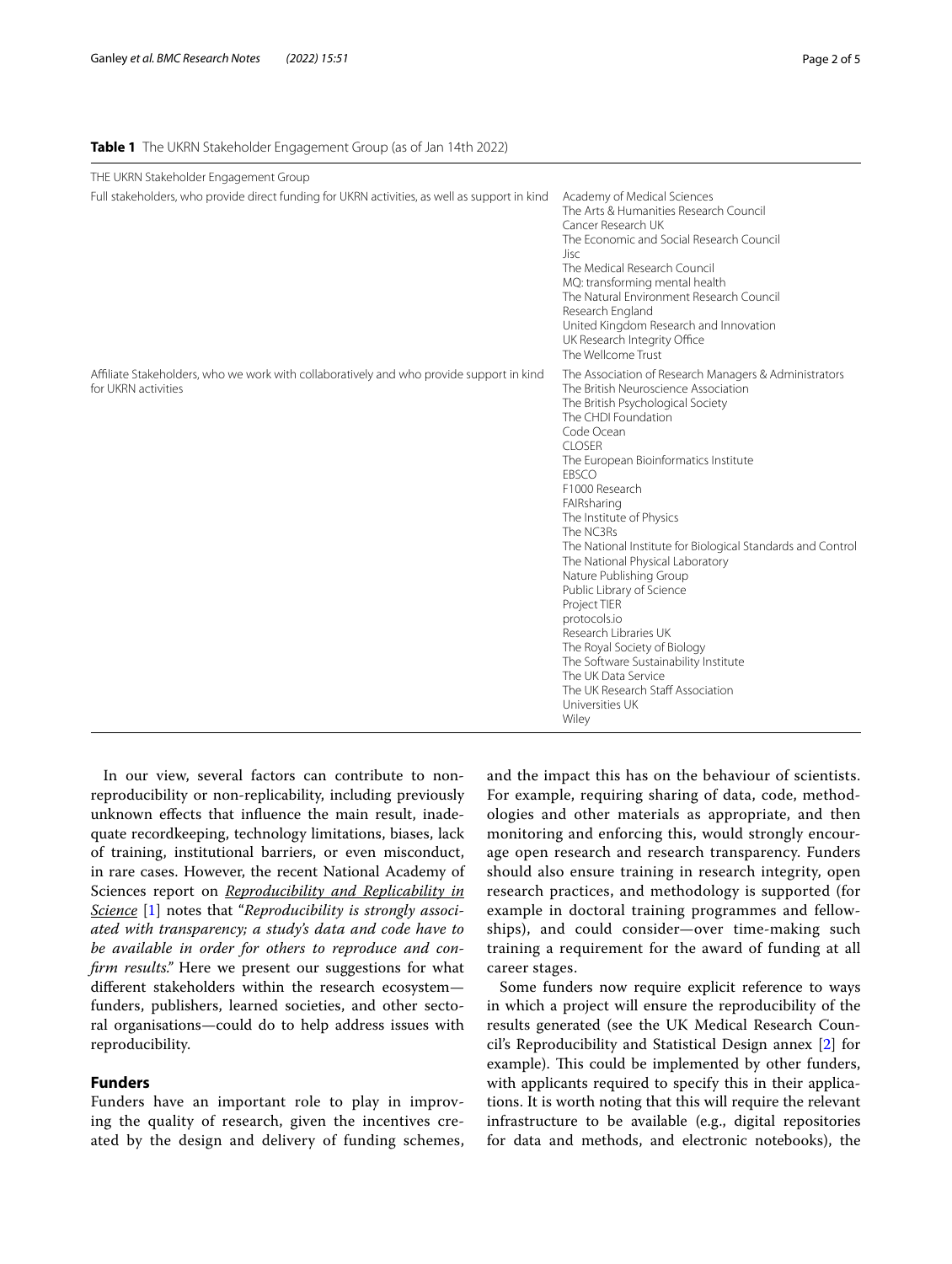**Table 1** The UKRN Stakeholder Engagement Group (as of Jan 14th 2022)

| THE UKRN Stakeholder Engagement Group | |
|---|---|
| Full stakeholders, who provide direct funding for UKRN activities, as well as support in kind | Academy of Medical Sciences<br>The Arts & Humanities Research Council<br>Cancer Research UK<br>The Economic and Social Research Council<br>Jisc<br>The Medical Research Council<br>MQ: transforming mental health<br>The Natural Environment Research Council<br>Research England<br>United Kingdom Research and Innovation<br>UK Research Integrity Office<br>The Wellcome Trust |
| Affiliate Stakeholders, who we work with collaboratively and who provide support in kind for UKRN activities | The Association of Research Managers & Administrators<br>The British Neuroscience Association<br>The British Psychological Society<br>The CHDI Foundation<br>Code Ocean<br>CLOSER<br>The European Bioinformatics Institute<br>EBSCO<br>F1000 Research<br>FAIRsharing<br>The Institute of Physics<br>The NC3Rs<br>The National Institute for Biological Standards and Control<br>The National Physical Laboratory<br>Nature Publishing Group<br>Public Library of Science<br>Project TIER<br>protocols.io<br>Research Libraries UK<br>The Royal Society of Biology<br>The Software Sustainability Institute<br>The UK Data Service<br>The UK Research Staff Association<br>Universities UK<br>Wiley |

In our view, several factors can contribute to non-reproducibility or non-replicability, including previously unknown effects that influence the main result, inadequate recordkeeping, technology limitations, biases, lack of training, institutional barriers, or even misconduct, in rare cases. However, the recent National Academy of Sciences report on *Reproducibility and Replicability in Science* [1] notes that "*Reproducibility is strongly associated with transparency; a study's data and code have to be available in order for others to reproduce and confirm results.*" Here we present our suggestions for what different stakeholders within the research ecosystem—funders, publishers, learned societies, and other sectoral organisations—could do to help address issues with reproducibility.

## Funders

Funders have an important role to play in improving the quality of research, given the incentives created by the design and delivery of funding schemes, and the impact this has on the behaviour of scientists. For example, requiring sharing of data, code, methodologies and other materials as appropriate, and then monitoring and enforcing this, would strongly encourage open research and research transparency. Funders should also ensure training in research integrity, open research practices, and methodology is supported (for example in doctoral training programmes and fellowships), and could consider—over time-making such training a requirement for the award of funding at all career stages.

Some funders now require explicit reference to ways in which a project will ensure the reproducibility of the results generated (see the UK Medical Research Council's Reproducibility and Statistical Design annex [2] for example). This could be implemented by other funders, with applicants required to specify this in their applications. It is worth noting that this will require the relevant infrastructure to be available (e.g., digital repositories for data and methods, and electronic notebooks), the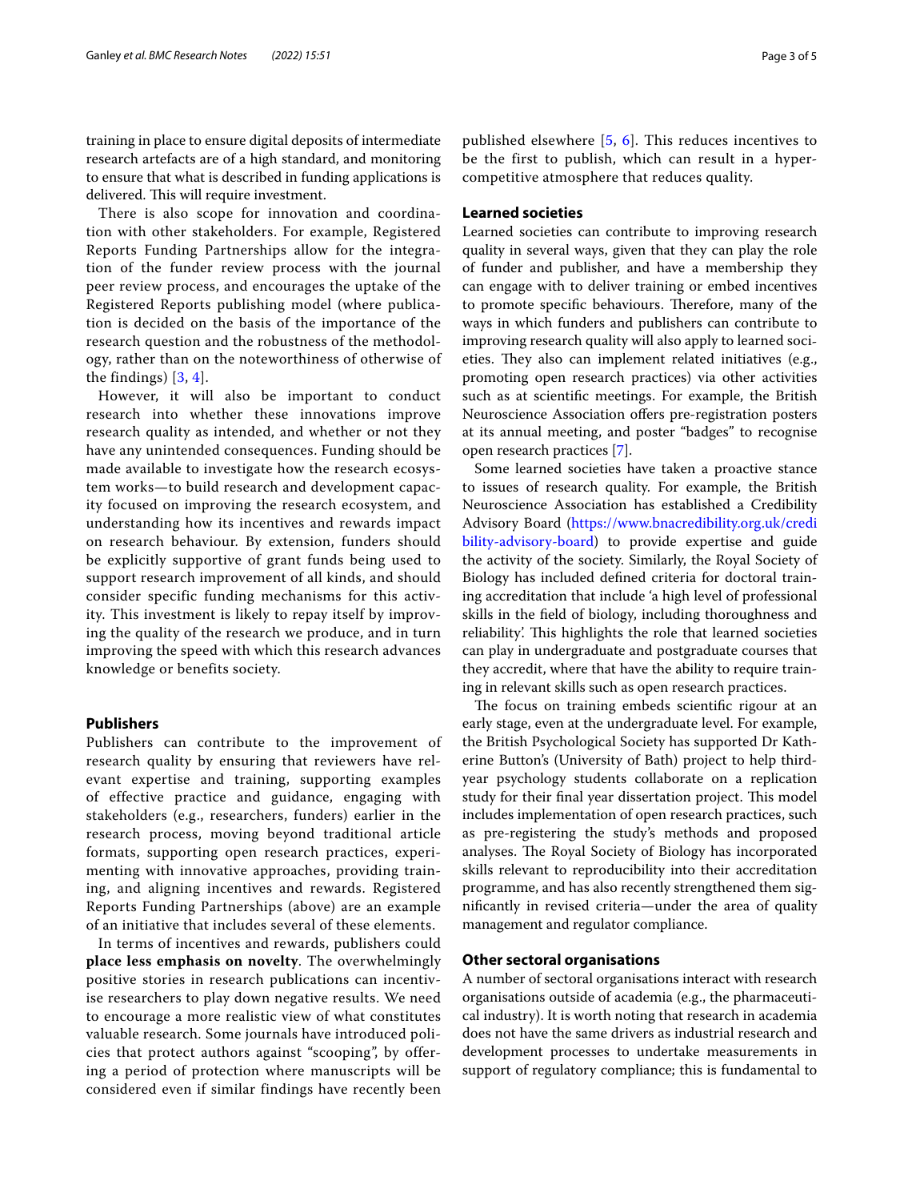training in place to ensure digital deposits of intermediate research artefacts are of a high standard, and monitoring to ensure that what is described in funding applications is delivered. This will require investment.

There is also scope for innovation and coordination with other stakeholders. For example, Registered Reports Funding Partnerships allow for the integration of the funder review process with the journal peer review process, and encourages the uptake of the Registered Reports publishing model (where publication is decided on the basis of the importance of the research question and the robustness of the methodology, rather than on the noteworthiness of otherwise of the findings) [3, 4].

However, it will also be important to conduct research into whether these innovations improve research quality as intended, and whether or not they have any unintended consequences. Funding should be made available to investigate how the research ecosystem works—to build research and development capacity focused on improving the research ecosystem, and understanding how its incentives and rewards impact on research behaviour. By extension, funders should be explicitly supportive of grant funds being used to support research improvement of all kinds, and should consider specific funding mechanisms for this activity. This investment is likely to repay itself by improving the quality of the research we produce, and in turn improving the speed with which this research advances knowledge or benefits society.

## Publishers

Publishers can contribute to the improvement of research quality by ensuring that reviewers have relevant expertise and training, supporting examples of effective practice and guidance, engaging with stakeholders (e.g., researchers, funders) earlier in the research process, moving beyond traditional article formats, supporting open research practices, experimenting with innovative approaches, providing training, and aligning incentives and rewards. Registered Reports Funding Partnerships (above) are an example of an initiative that includes several of these elements.

In terms of incentives and rewards, publishers could **place less emphasis on novelty**. The overwhelmingly positive stories in research publications can incentivise researchers to play down negative results. We need to encourage a more realistic view of what constitutes valuable research. Some journals have introduced policies that protect authors against "scooping", by offering a period of protection where manuscripts will be considered even if similar findings have recently been published elsewhere [5, 6]. This reduces incentives to be the first to publish, which can result in a hyper-competitive atmosphere that reduces quality.

## Learned societies

Learned societies can contribute to improving research quality in several ways, given that they can play the role of funder and publisher, and have a membership they can engage with to deliver training or embed incentives to promote specific behaviours. Therefore, many of the ways in which funders and publishers can contribute to improving research quality will also apply to learned societies. They also can implement related initiatives (e.g., promoting open research practices) via other activities such as at scientific meetings. For example, the British Neuroscience Association offers pre-registration posters at its annual meeting, and poster "badges" to recognise open research practices [7].

Some learned societies have taken a proactive stance to issues of research quality. For example, the British Neuroscience Association has established a Credibility Advisory Board (https://www.bnacredibility.org.uk/credibility-advisory-board) to provide expertise and guide the activity of the society. Similarly, the Royal Society of Biology has included defined criteria for doctoral training accreditation that include 'a high level of professional skills in the field of biology, including thoroughness and reliability'. This highlights the role that learned societies can play in undergraduate and postgraduate courses that they accredit, where that have the ability to require training in relevant skills such as open research practices.

The focus on training embeds scientific rigour at an early stage, even at the undergraduate level. For example, the British Psychological Society has supported Dr Katherine Button's (University of Bath) project to help third-year psychology students collaborate on a replication study for their final year dissertation project. This model includes implementation of open research practices, such as pre-registering the study's methods and proposed analyses. The Royal Society of Biology has incorporated skills relevant to reproducibility into their accreditation programme, and has also recently strengthened them significantly in revised criteria—under the area of quality management and regulator compliance.

## Other sectoral organisations

A number of sectoral organisations interact with research organisations outside of academia (e.g., the pharmaceutical industry). It is worth noting that research in academia does not have the same drivers as industrial research and development processes to undertake measurements in support of regulatory compliance; this is fundamental to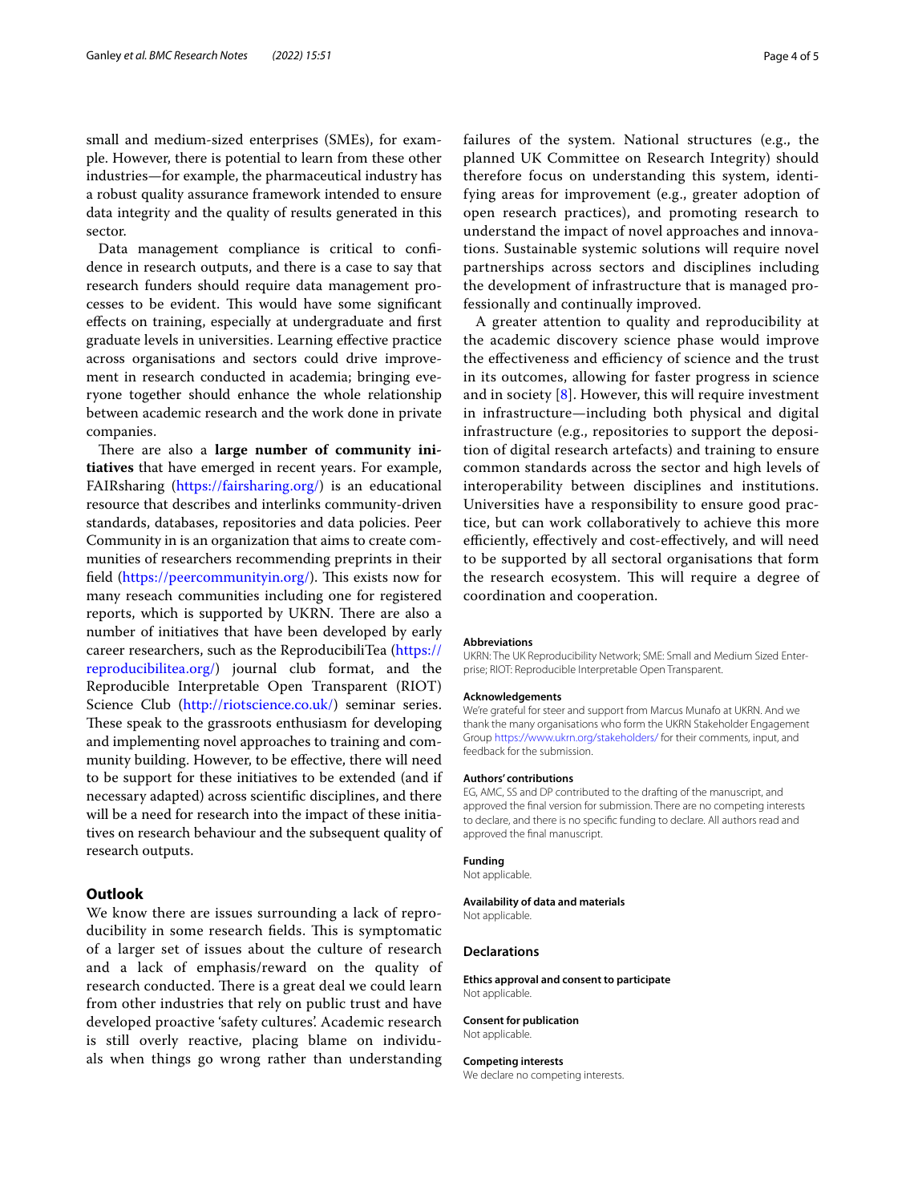small and medium-sized enterprises (SMEs), for example. However, there is potential to learn from these other industries—for example, the pharmaceutical industry has a robust quality assurance framework intended to ensure data integrity and the quality of results generated in this sector.

Data management compliance is critical to confidence in research outputs, and there is a case to say that research funders should require data management processes to be evident. This would have some significant effects on training, especially at undergraduate and first graduate levels in universities. Learning effective practice across organisations and sectors could drive improvement in research conducted in academia; bringing everyone together should enhance the whole relationship between academic research and the work done in private companies.

There are also a **large number of community initiatives** that have emerged in recent years. For example, FAIRsharing (https://fairsharing.org/) is an educational resource that describes and interlinks community-driven standards, databases, repositories and data policies. Peer Community in is an organization that aims to create communities of researchers recommending preprints in their field (https://peercommunityin.org/). This exists now for many reseach communities including one for registered reports, which is supported by UKRN. There are also a number of initiatives that have been developed by early career researchers, such as the ReproducibiliTea (https://reproducibilitea.org/) journal club format, and the Reproducible Interpretable Open Transparent (RIOT) Science Club (http://riotscience.co.uk/) seminar series. These speak to the grassroots enthusiasm for developing and implementing novel approaches to training and community building. However, to be effective, there will need to be support for these initiatives to be extended (and if necessary adapted) across scientific disciplines, and there will be a need for research into the impact of these initiatives on research behaviour and the subsequent quality of research outputs.

## Outlook

We know there are issues surrounding a lack of reproducibility in some research fields. This is symptomatic of a larger set of issues about the culture of research and a lack of emphasis/reward on the quality of research conducted. There is a great deal we could learn from other industries that rely on public trust and have developed proactive 'safety cultures'. Academic research is still overly reactive, placing blame on individuals when things go wrong rather than understanding failures of the system. National structures (e.g., the planned UK Committee on Research Integrity) should therefore focus on understanding this system, identifying areas for improvement (e.g., greater adoption of open research practices), and promoting research to understand the impact of novel approaches and innovations. Sustainable systemic solutions will require novel partnerships across sectors and disciplines including the development of infrastructure that is managed professionally and continually improved.

A greater attention to quality and reproducibility at the academic discovery science phase would improve the effectiveness and efficiency of science and the trust in its outcomes, allowing for faster progress in science and in society [8]. However, this will require investment in infrastructure—including both physical and digital infrastructure (e.g., repositories to support the deposition of digital research artefacts) and training to ensure common standards across the sector and high levels of interoperability between disciplines and institutions. Universities have a responsibility to ensure good practice, but can work collaboratively to achieve this more efficiently, effectively and cost-effectively, and will need to be supported by all sectoral organisations that form the research ecosystem. This will require a degree of coordination and cooperation.

#### Abbreviations

UKRN: The UK Reproducibility Network; SME: Small and Medium Sized Enterprise; RIOT: Reproducible Interpretable Open Transparent.

#### Acknowledgements

We're grateful for steer and support from Marcus Munafo at UKRN. And we thank the many organisations who form the UKRN Stakeholder Engagement Group https://www.ukrn.org/stakeholders/ for their comments, input, and feedback for the submission.

#### Authors' contributions

EG, AMC, SS and DP contributed to the drafting of the manuscript, and approved the final version for submission. There are no competing interests to declare, and there is no specific funding to declare. All authors read and approved the final manuscript.

#### Funding

Not applicable.

#### Availability of data and materials

Not applicable.

### Declarations

#### Ethics approval and consent to participate

Not applicable.

#### Consent for publication

Not applicable.

#### Competing interests

We declare no competing interests.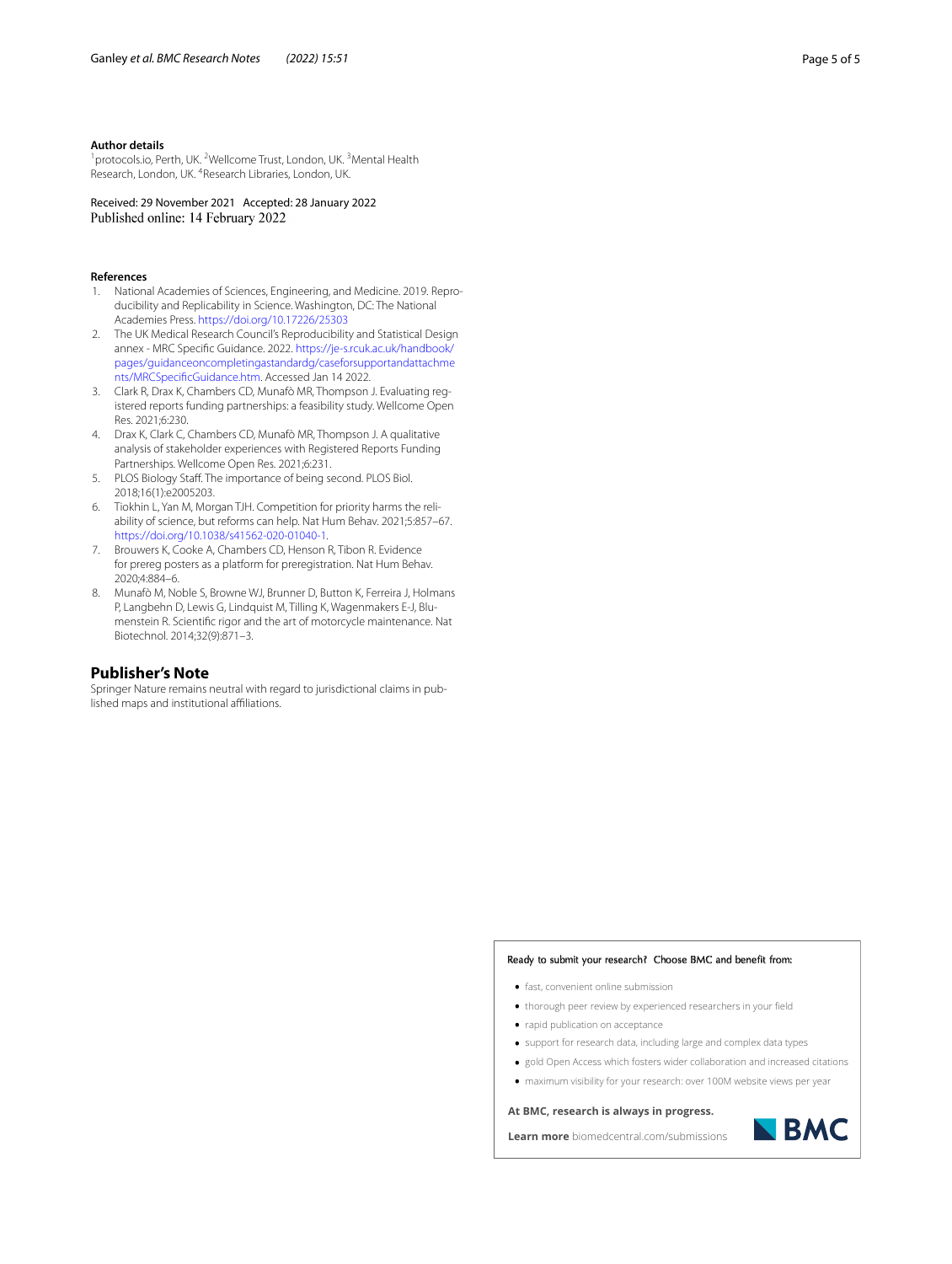**Author details**

[1]protocols.io, Perth, UK. [2]Wellcome Trust, London, UK. [3]Mental Health Research, London, UK. [4]Research Libraries, London, UK.

Received: 29 November 2021 Accepted: 28 January 2022
Published online: 14 February 2022

**References**

1. National Academies of Sciences, Engineering, and Medicine. 2019. Reproducibility and Replicability in Science. Washington, DC: The National Academies Press. https://doi.org/10.17226/25303
2. The UK Medical Research Council's Reproducibility and Statistical Design annex - MRC Specific Guidance. 2022. https://je-s.rcuk.ac.uk/handbook/pages/guidanceoncompletingastandardg/caseforsupportandattachments/MRCSpecificGuidance.htm. Accessed Jan 14 2022.
3. Clark R, Drax K, Chambers CD, Munafò MR, Thompson J. Evaluating registered reports funding partnerships: a feasibility study. Wellcome Open Res. 2021;6:230.
4. Drax K, Clark C, Chambers CD, Munafò MR, Thompson J. A qualitative analysis of stakeholder experiences with Registered Reports Funding Partnerships. Wellcome Open Res. 2021;6:231.
5. PLOS Biology Staff. The importance of being second. PLOS Biol. 2018;16(1):e2005203.
6. Tiokhin L, Yan M, Morgan TJH. Competition for priority harms the reliability of science, but reforms can help. Nat Hum Behav. 2021;5:857–67. https://doi.org/10.1038/s41562-020-01040-1.
7. Brouwers K, Cooke A, Chambers CD, Henson R, Tibon R. Evidence for prereg posters as a platform for preregistration. Nat Hum Behav. 2020;4:884–6.
8. Munafò M, Noble S, Browne WJ, Brunner D, Button K, Ferreira J, Holmans P, Langbehn D, Lewis G, Lindquist M, Tilling K, Wagenmakers E-J, Blumenstein R. Scientific rigor and the art of motorcycle maintenance. Nat Biotechnol. 2014;32(9):871–3.

## Publisher's Note

Springer Nature remains neutral with regard to jurisdictional claims in published maps and institutional affiliations.

Ready to submit your research? Choose BMC and benefit from:

- fast, convenient online submission
- thorough peer review by experienced researchers in your field
- rapid publication on acceptance
- support for research data, including large and complex data types
- gold Open Access which fosters wider collaboration and increased citations
- maximum visibility for your research: over 100M website views per year

**At BMC, research is always in progress.**

**Learn more** biomedcentral.com/submissions

BMC